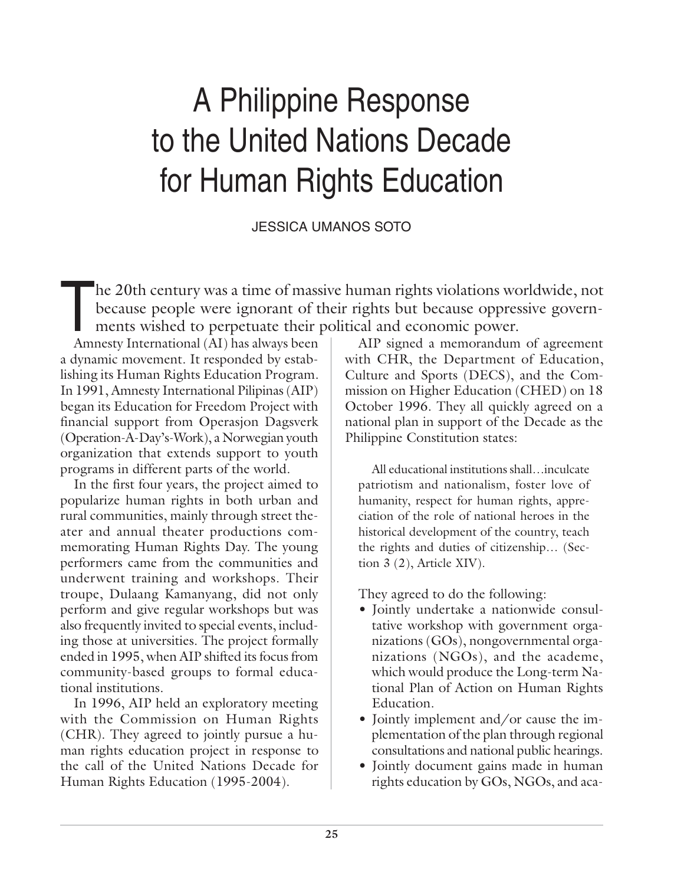# A Philippine Response to the United Nations Decade for Human Rights Education

JESSICA UMANOS SOTO

The 20th century was a time of massive human rights violations worldwide, not because people were ignorant of their rights but because oppressive governments wished to perpetuate their political and economic power.

Amnesty International (AI) has always been a dynamic movement. It responded by establishing its Human Rights Education Program. In 1991, Amnesty International Pilipinas (AIP) began its Education for Freedom Project with financial support from Operasjon Dagsverk (Operation-A-Day's-Work), a Norwegian youth organization that extends support to youth programs in different parts of the world.

In the first four years, the project aimed to popularize human rights in both urban and rural communities, mainly through street theater and annual theater productions commemorating Human Rights Day. The young performers came from the communities and underwent training and workshops. Their troupe, Dulaang Kamanyang, did not only perform and give regular workshops but was also frequently invited to special events, including those at universities. The project formally ended in 1995, when AIP shifted its focus from community-based groups to formal educational institutions.

In 1996, AIP held an exploratory meeting with the Commission on Human Rights (CHR). They agreed to jointly pursue a human rights education project in response to the call of the United Nations Decade for Human Rights Education (1995-2004).

AIP signed a memorandum of agreement with CHR, the Department of Education, Culture and Sports (DECS), and the Commission on Higher Education (CHED) on 18 October 1996. They all quickly agreed on a national plan in support of the Decade as the Philippine Constitution states:

> All educational institutions shall…inculcate patriotism and nationalism, foster love of humanity, respect for human rights, appreciation of the role of national heroes in the historical development of the country, teach the rights and duties of citizenship… (Section 3 (2), Article XIV).

They agreed to do the following:

- Jointly undertake a nationwide consultative workshop with government organizations (GOs), nongovernmental organizations (NGOs), and the academe, which would produce the Long-term National Plan of Action on Human Rights Education.
- Jointly implement and/or cause the implementation of the plan through regional consultations and national public hearings.
- Jointly document gains made in human rights education by GOs, NGOs, and aca-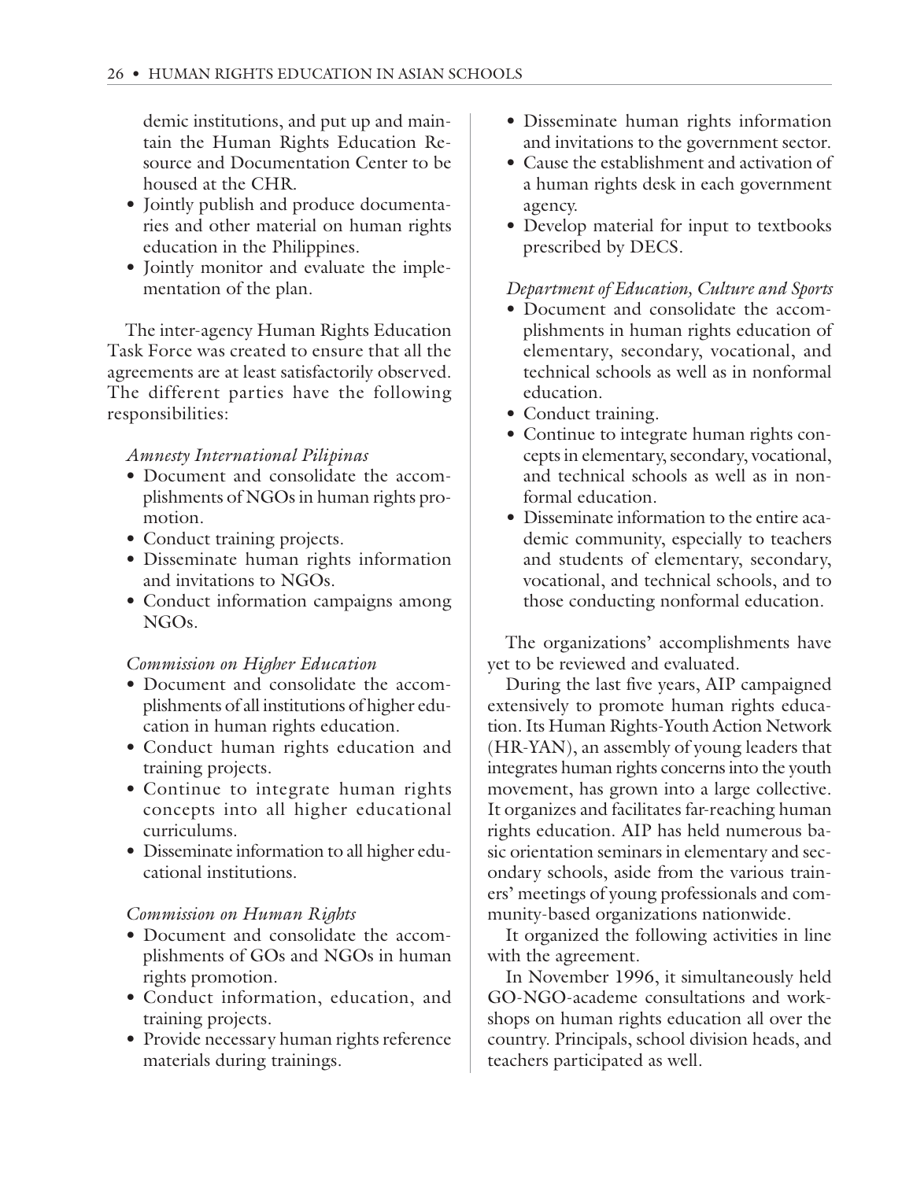demic institutions, and put up and maintain the Human Rights Education Resource and Documentation Center to be housed at the CHR.

- Jointly publish and produce documentaries and other material on human rights education in the Philippines.
- Jointly monitor and evaluate the implementation of the plan.

The inter-agency Human Rights Education Task Force was created to ensure that all the agreements are at least satisfactorily observed. The different parties have the following responsibilities:

*Amnesty International Pilipinas*

- Document and consolidate the accomplishments of NGOs in human rights promotion.
- Conduct training projects.
- Disseminate human rights information and invitations to NGOs.
- Conduct information campaigns among NGOs.

*Commission on Higher Education*

- Document and consolidate the accomplishments of all institutions of higher education in human rights education.
- Conduct human rights education and training projects.
- Continue to integrate human rights concepts into all higher educational curriculums.
- Disseminate information to all higher educational institutions.

*Commission on Human Rights*

- Document and consolidate the accomplishments of GOs and NGOs in human rights promotion.
- Conduct information, education, and training projects.
- Provide necessary human rights reference materials during trainings.
- Disseminate human rights information and invitations to the government sector.
- Cause the establishment and activation of a human rights desk in each government agency.
- Develop material for input to textbooks prescribed by DECS.

*Department of Education, Culture and Sports*

- Document and consolidate the accomplishments in human rights education of elementary, secondary, vocational, and technical schools as well as in nonformal education.
- Conduct training.
- Continue to integrate human rights concepts in elementary, secondary, vocational, and technical schools as well as in nonformal education.
- Disseminate information to the entire academic community, especially to teachers and students of elementary, secondary, vocational, and technical schools, and to those conducting nonformal education.

The organizations' accomplishments have yet to be reviewed and evaluated.

During the last five years, AIP campaigned extensively to promote human rights education. Its Human Rights-Youth Action Network (HR-YAN), an assembly of young leaders that integrates human rights concerns into the youth movement, has grown into a large collective. It organizes and facilitates far-reaching human rights education. AIP has held numerous basic orientation seminars in elementary and secondary schools, aside from the various trainers' meetings of young professionals and community-based organizations nationwide.

It organized the following activities in line with the agreement.

In November 1996, it simultaneously held GO-NGO-academe consultations and workshops on human rights education all over the country. Principals, school division heads, and teachers participated as well.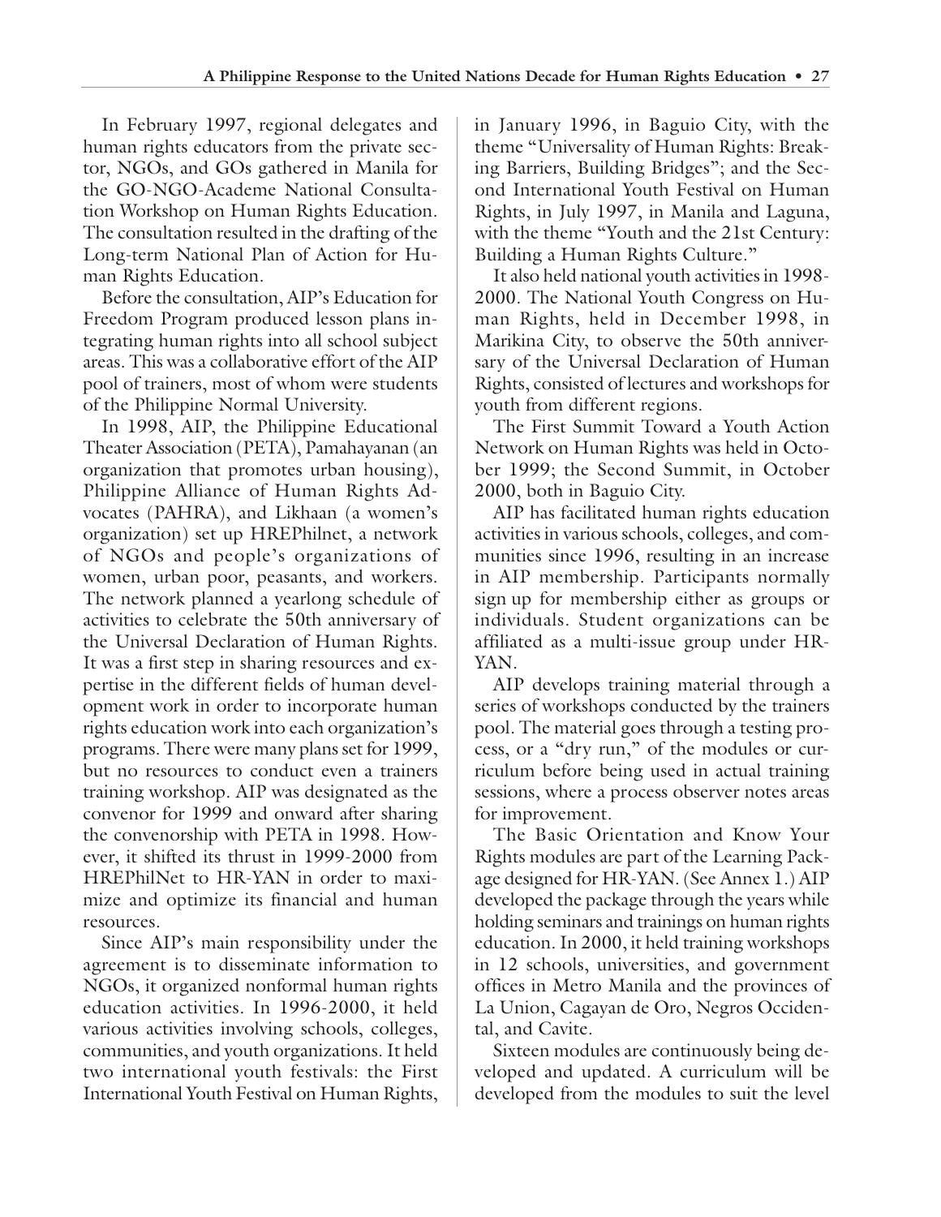In February 1997, regional delegates and human rights educators from the private sector, NGOs, and GOs gathered in Manila for the GO-NGO-Academe National Consultation Workshop on Human Rights Education. The consultation resulted in the drafting of the Long-term National Plan of Action for Human Rights Education.

Before the consultation, AIP's Education for Freedom Program produced lesson plans integrating human rights into all school subject areas. This was a collaborative effort of the AIP pool of trainers, most of whom were students of the Philippine Normal University.

In 1998, AIP, the Philippine Educational Theater Association (PETA), Pamahayanan (an organization that promotes urban housing), Philippine Alliance of Human Rights Advocates (PAHRA), and Likhaan (a women's organization) set up HREPhilnet, a network of NGOs and people's organizations of women, urban poor, peasants, and workers. The network planned a yearlong schedule of activities to celebrate the 50th anniversary of the Universal Declaration of Human Rights. It was a first step in sharing resources and expertise in the different fields of human development work in order to incorporate human rights education work into each organization's programs. There were many plans set for 1999, but no resources to conduct even a trainers training workshop. AIP was designated as the convenor for 1999 and onward after sharing the convenorship with PETA in 1998. However, it shifted its thrust in 1999-2000 from HREPhilNet to HR-YAN in order to maximize and optimize its financial and human resources.

Since AIP's main responsibility under the agreement is to disseminate information to NGOs, it organized nonformal human rights education activities. In 1996-2000, it held various activities involving schools, colleges, communities, and youth organizations. It held two international youth festivals: the First International Youth Festival on Human Rights, in January 1996, in Baguio City, with the theme "Universality of Human Rights: Breaking Barriers, Building Bridges"; and the Second International Youth Festival on Human Rights, in July 1997, in Manila and Laguna, with the theme "Youth and the 21st Century: Building a Human Rights Culture."

It also held national youth activities in 1998-2000. The National Youth Congress on Human Rights, held in December 1998, in Marikina City, to observe the 50th anniversary of the Universal Declaration of Human Rights, consisted of lectures and workshops for youth from different regions.

The First Summit Toward a Youth Action Network on Human Rights was held in October 1999; the Second Summit, in October 2000, both in Baguio City.

AIP has facilitated human rights education activities in various schools, colleges, and communities since 1996, resulting in an increase in AIP membership. Participants normally sign up for membership either as groups or individuals. Student organizations can be affiliated as a multi-issue group under HR-YAN.

AIP develops training material through a series of workshops conducted by the trainers pool. The material goes through a testing process, or a "dry run," of the modules or curriculum before being used in actual training sessions, where a process observer notes areas for improvement.

The Basic Orientation and Know Your Rights modules are part of the Learning Package designed for HR-YAN. (See Annex 1.) AIP developed the package through the years while holding seminars and trainings on human rights education. In 2000, it held training workshops in 12 schools, universities, and government offices in Metro Manila and the provinces of La Union, Cagayan de Oro, Negros Occidental, and Cavite.

Sixteen modules are continuously being developed and updated. A curriculum will be developed from the modules to suit the level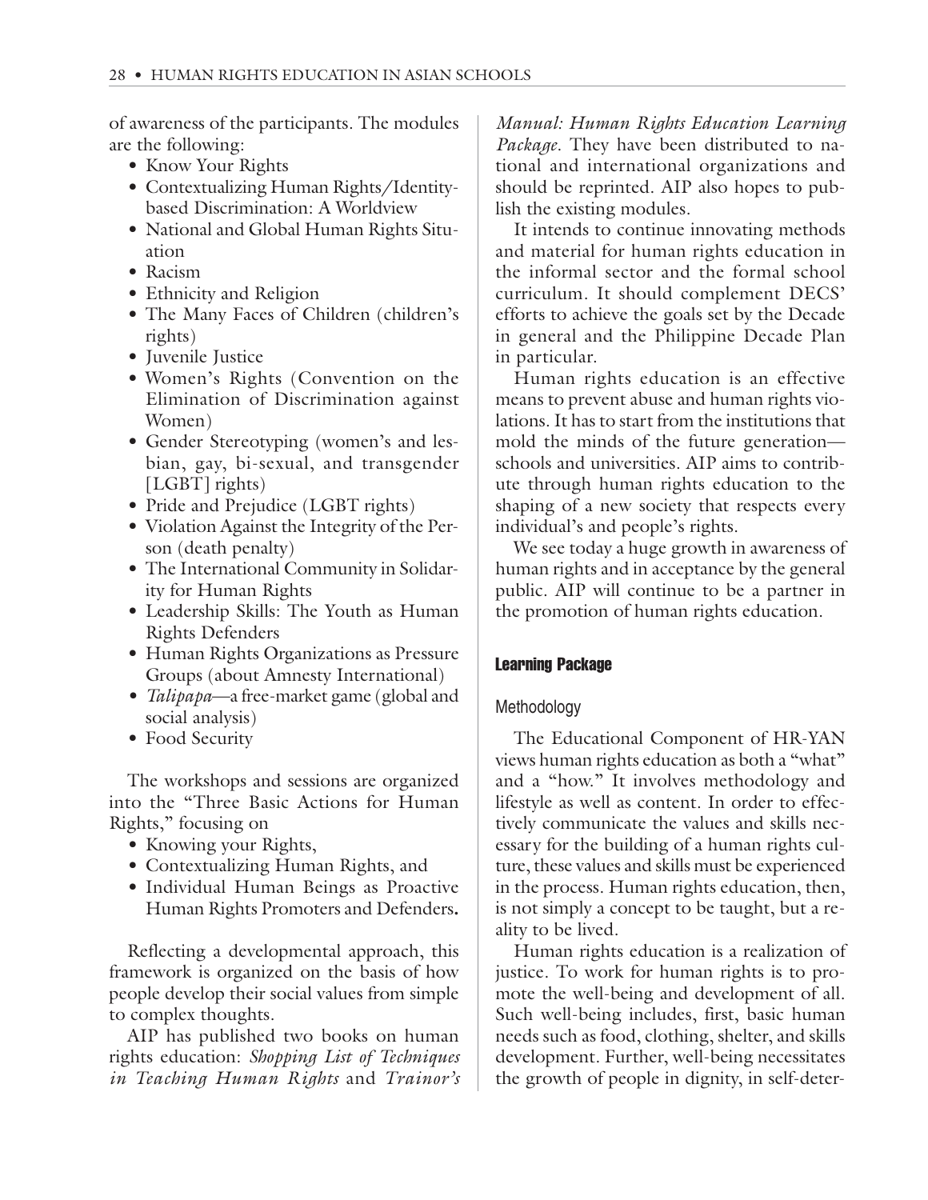of awareness of the participants. The modules are the following:

- Know Your Rights
- Contextualizing Human Rights/Identity-based Discrimination: A Worldview
- National and Global Human Rights Situation
- Racism
- Ethnicity and Religion
- The Many Faces of Children (children's rights)
- Juvenile Justice
- Women's Rights (Convention on the Elimination of Discrimination against Women)
- Gender Stereotyping (women's and lesbian, gay, bi-sexual, and transgender [LGBT] rights)
- Pride and Prejudice (LGBT rights)
- Violation Against the Integrity of the Person (death penalty)
- The International Community in Solidarity for Human Rights
- Leadership Skills: The Youth as Human Rights Defenders
- Human Rights Organizations as Pressure Groups (about Amnesty International)
- *Talipapa*—a free-market game (global and social analysis)
- Food Security

The workshops and sessions are organized into the "Three Basic Actions for Human Rights," focusing on

- Knowing your Rights,
- Contextualizing Human Rights, and
- Individual Human Beings as Proactive Human Rights Promoters and Defenders**.**

Reflecting a developmental approach, this framework is organized on the basis of how people develop their social values from simple to complex thoughts.

AIP has published two books on human rights education: *Shopping List of Techniques in Teaching Human Rights* and *Trainor's Manual: Human Rights Education Learning Package*. They have been distributed to national and international organizations and should be reprinted. AIP also hopes to publish the existing modules.

It intends to continue innovating methods and material for human rights education in the informal sector and the formal school curriculum. It should complement DECS' efforts to achieve the goals set by the Decade in general and the Philippine Decade Plan in particular.

Human rights education is an effective means to prevent abuse and human rights violations. It has to start from the institutions that mold the minds of the future generation—schools and universities. AIP aims to contribute through human rights education to the shaping of a new society that respects every individual's and people's rights.

We see today a huge growth in awareness of human rights and in acceptance by the general public. AIP will continue to be a partner in the promotion of human rights education.

## Learning Package

### Methodology

The Educational Component of HR-YAN views human rights education as both a "what" and a "how." It involves methodology and lifestyle as well as content. In order to effectively communicate the values and skills necessary for the building of a human rights culture, these values and skills must be experienced in the process. Human rights education, then, is not simply a concept to be taught, but a reality to be lived.

Human rights education is a realization of justice. To work for human rights is to promote the well-being and development of all. Such well-being includes, first, basic human needs such as food, clothing, shelter, and skills development. Further, well-being necessitates the growth of people in dignity, in self-deter-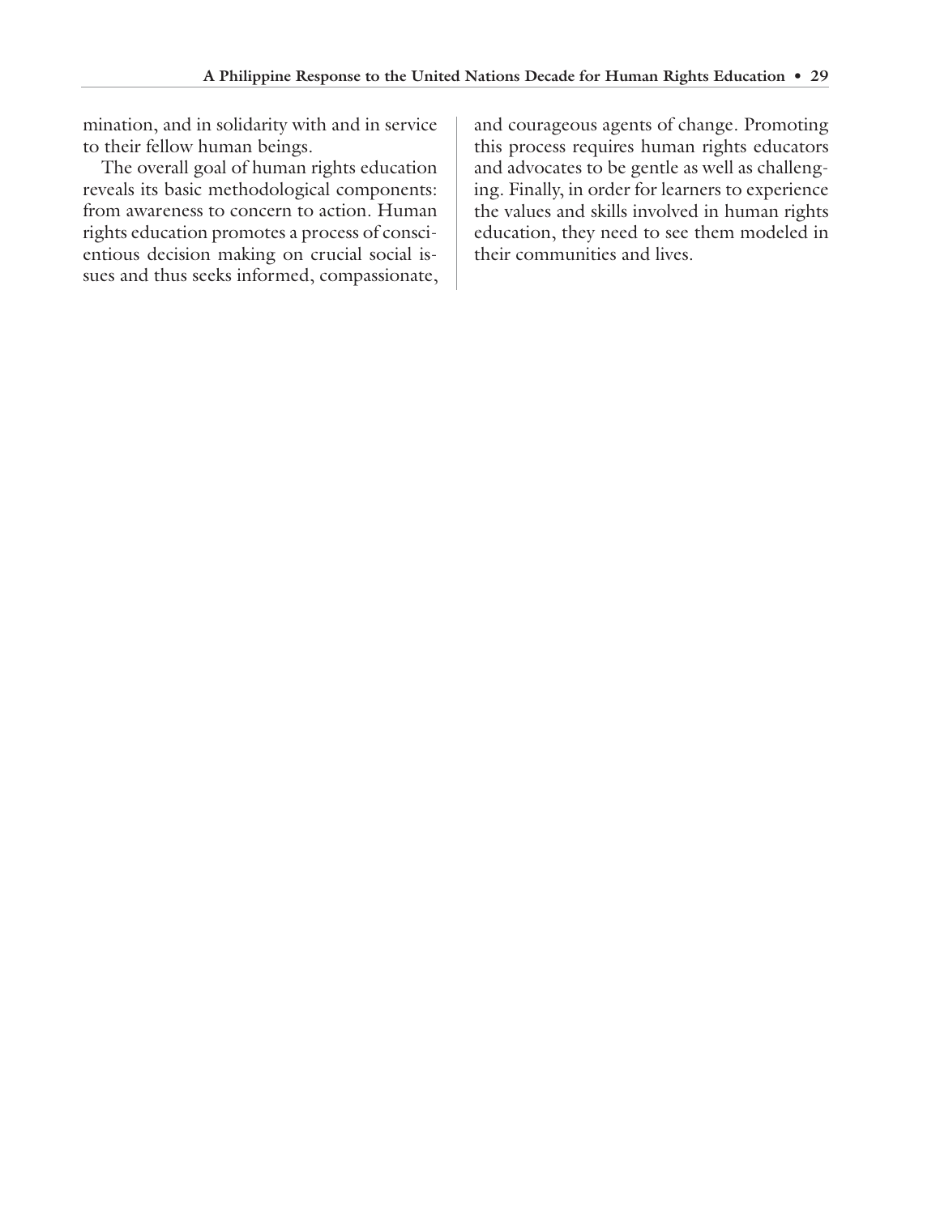mination, and in solidarity with and in service to their fellow human beings.

The overall goal of human rights education reveals its basic methodological components: from awareness to concern to action. Human rights education promotes a process of conscientious decision making on crucial social issues and thus seeks informed, compassionate, and courageous agents of change. Promoting this process requires human rights educators and advocates to be gentle as well as challenging. Finally, in order for learners to experience the values and skills involved in human rights education, they need to see them modeled in their communities and lives.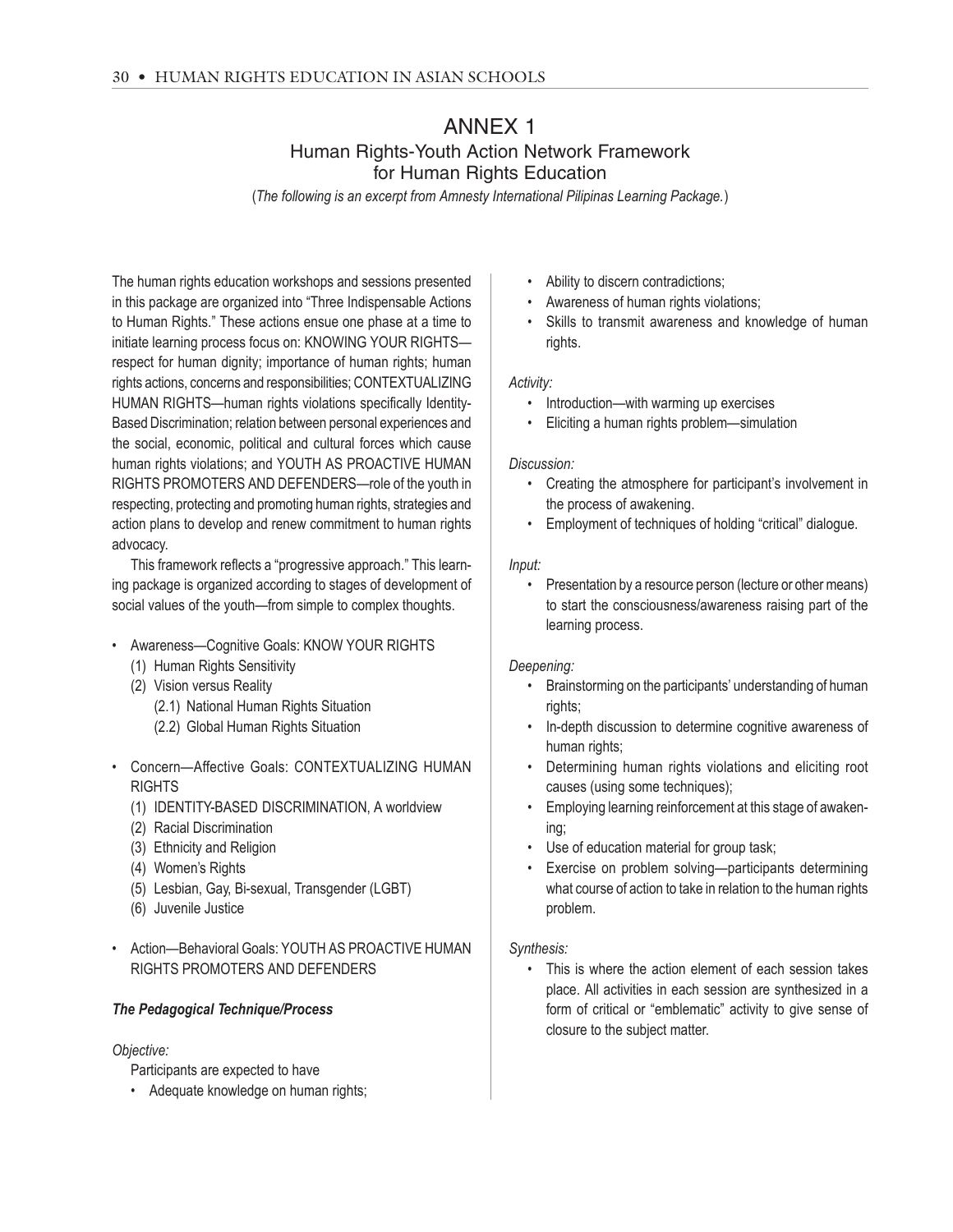# ANNEX 1

## Human Rights-Youth Action Network Framework for Human Rights Education

(*The following is an excerpt from Amnesty International Pilipinas Learning Package.*)

The human rights education workshops and sessions presented in this package are organized into "Three Indispensable Actions to Human Rights." These actions ensue one phase at a time to initiate learning process focus on: KNOWING YOUR RIGHTS—respect for human dignity; importance of human rights; human rights actions, concerns and responsibilities; CONTEXTUALIZING HUMAN RIGHTS—human rights violations specifically Identity-Based Discrimination; relation between personal experiences and the social, economic, political and cultural forces which cause human rights violations; and YOUTH AS PROACTIVE HUMAN RIGHTS PROMOTERS AND DEFENDERS—role of the youth in respecting, protecting and promoting human rights, strategies and action plans to develop and renew commitment to human rights advocacy.

This framework reflects a "progressive approach." This learning package is organized according to stages of development of social values of the youth—from simple to complex thoughts.

- Awareness—Cognitive Goals: KNOW YOUR RIGHTS
  - (1) Human Rights Sensitivity
  - (2) Vision versus Reality
    - (2.1) National Human Rights Situation
    - (2.2) Global Human Rights Situation
- Concern—Affective Goals: CONTEXTUALIZING HUMAN RIGHTS
  - (1) IDENTITY-BASED DISCRIMINATION, A worldview
  - (2) Racial Discrimination
  - (3) Ethnicity and Religion
  - (4) Women's Rights
  - (5) Lesbian, Gay, Bi-sexual, Transgender (LGBT)
  - (6) Juvenile Justice
- Action—Behavioral Goals: YOUTH AS PROACTIVE HUMAN RIGHTS PROMOTERS AND DEFENDERS

### *The Pedagogical Technique/Process*

*Objective:*

Participants are expected to have

- Adequate knowledge on human rights;
- Ability to discern contradictions;
- Awareness of human rights violations;
- Skills to transmit awareness and knowledge of human rights.

*Activity:*

- Introduction—with warming up exercises
- Eliciting a human rights problem—simulation

*Discussion:*

- Creating the atmosphere for participant's involvement in the process of awakening.
- Employment of techniques of holding "critical" dialogue.

*Input:*

- Presentation by a resource person (lecture or other means) to start the consciousness/awareness raising part of the learning process.

*Deepening:*

- Brainstorming on the participants' understanding of human rights;
- In-depth discussion to determine cognitive awareness of human rights;
- Determining human rights violations and eliciting root causes (using some techniques);
- Employing learning reinforcement at this stage of awakening;
- Use of education material for group task;
- Exercise on problem solving—participants determining what course of action to take in relation to the human rights problem.

*Synthesis:*

- This is where the action element of each session takes place. All activities in each session are synthesized in a form of critical or "emblematic" activity to give sense of closure to the subject matter.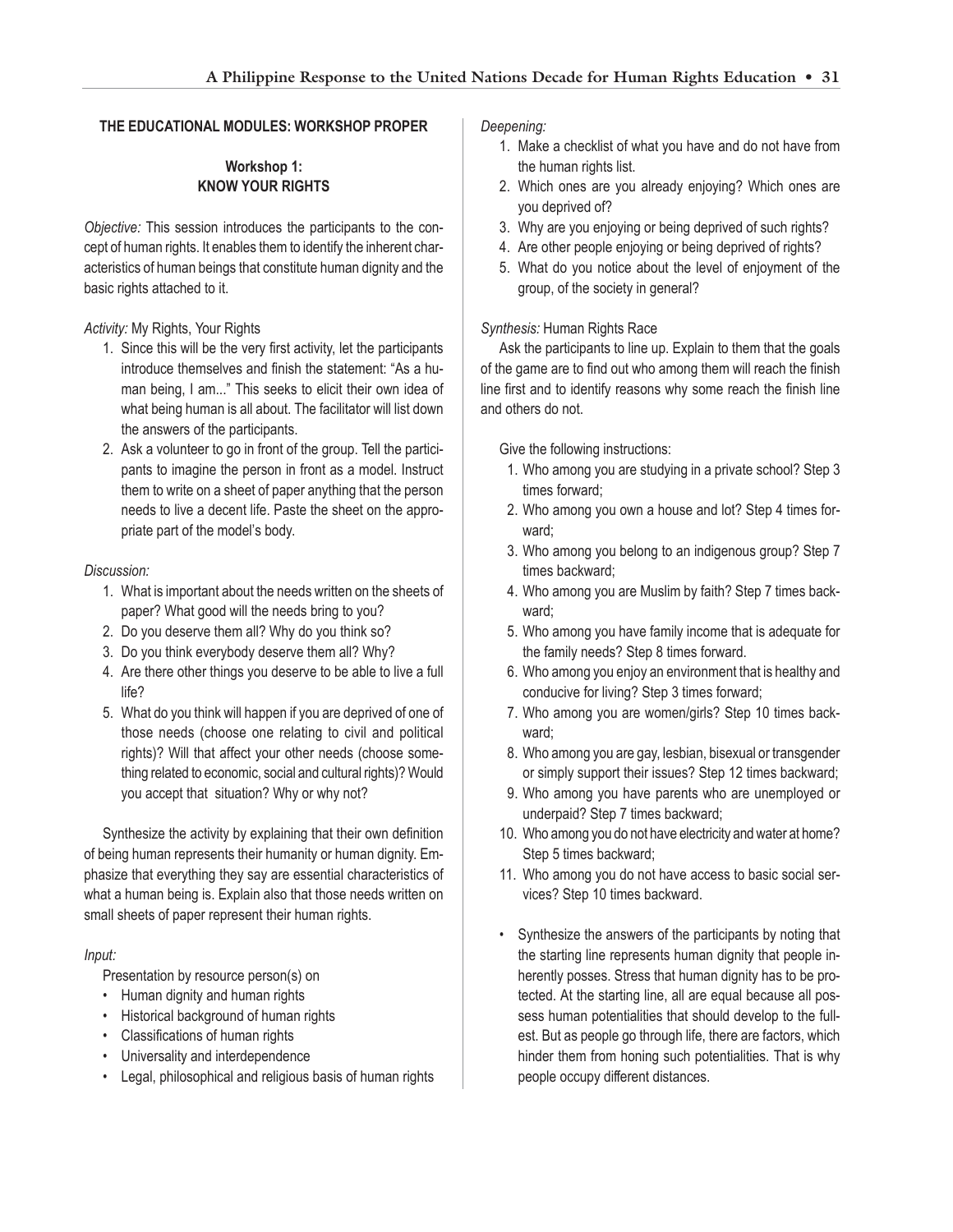## THE EDUCATIONAL MODULES: WORKSHOP PROPER

### Workshop 1: KNOW YOUR RIGHTS

*Objective:* This session introduces the participants to the concept of human rights. It enables them to identify the inherent characteristics of human beings that constitute human dignity and the basic rights attached to it.

*Activity:* My Rights, Your Rights

1. Since this will be the very first activity, let the participants introduce themselves and finish the statement: "As a human being, I am..." This seeks to elicit their own idea of what being human is all about. The facilitator will list down the answers of the participants.
2. Ask a volunteer to go in front of the group. Tell the participants to imagine the person in front as a model. Instruct them to write on a sheet of paper anything that the person needs to live a decent life. Paste the sheet on the appropriate part of the model's body.

*Discussion:*

1. What is important about the needs written on the sheets of paper? What good will the needs bring to you?
2. Do you deserve them all? Why do you think so?
3. Do you think everybody deserve them all? Why?
4. Are there other things you deserve to be able to live a full life?
5. What do you think will happen if you are deprived of one of those needs (choose one relating to civil and political rights)? Will that affect your other needs (choose something related to economic, social and cultural rights)? Would you accept that situation? Why or why not?

Synthesize the activity by explaining that their own definition of being human represents their humanity or human dignity. Emphasize that everything they say are essential characteristics of what a human being is. Explain also that those needs written on small sheets of paper represent their human rights.

*Input:*

Presentation by resource person(s) on

- Human dignity and human rights
- Historical background of human rights
- Classifications of human rights
- Universality and interdependence
- Legal, philosophical and religious basis of human rights

*Deepening:*

1. Make a checklist of what you have and do not have from the human rights list.
2. Which ones are you already enjoying? Which ones are you deprived of?
3. Why are you enjoying or being deprived of such rights?
4. Are other people enjoying or being deprived of rights?
5. What do you notice about the level of enjoyment of the group, of the society in general?

*Synthesis:* Human Rights Race

Ask the participants to line up. Explain to them that the goals of the game are to find out who among them will reach the finish line first and to identify reasons why some reach the finish line and others do not.

Give the following instructions:

1. Who among you are studying in a private school? Step 3 times forward;
2. Who among you own a house and lot? Step 4 times forward;
3. Who among you belong to an indigenous group? Step 7 times backward;
4. Who among you are Muslim by faith? Step 7 times backward;
5. Who among you have family income that is adequate for the family needs? Step 8 times forward.
6. Who among you enjoy an environment that is healthy and conducive for living? Step 3 times forward;
7. Who among you are women/girls? Step 10 times backward;
8. Who among you are gay, lesbian, bisexual or transgender or simply support their issues? Step 12 times backward;
9. Who among you have parents who are unemployed or underpaid? Step 7 times backward;
10. Who among you do not have electricity and water at home? Step 5 times backward;
11. Who among you do not have access to basic social services? Step 10 times backward.

- Synthesize the answers of the participants by noting that the starting line represents human dignity that people inherently posses. Stress that human dignity has to be protected. At the starting line, all are equal because all possess human potentialities that should develop to the fullest. But as people go through life, there are factors, which hinder them from honing such potentialities. That is why people occupy different distances.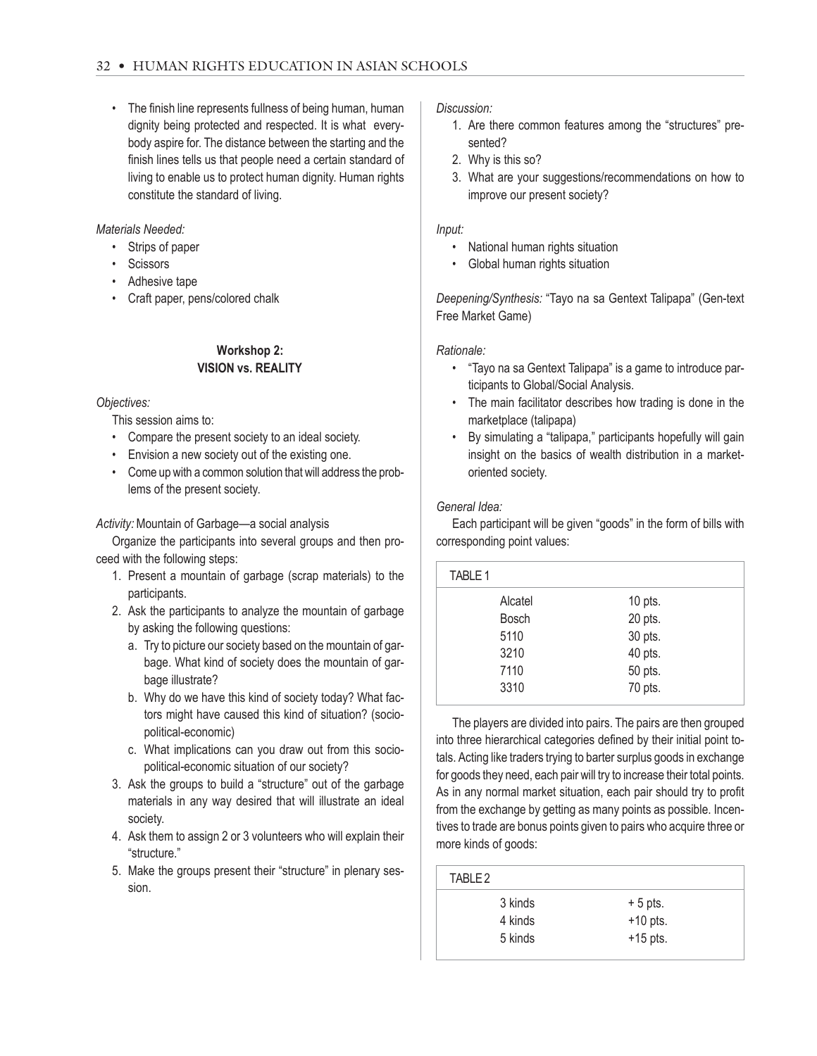- The finish line represents fullness of being human, human dignity being protected and respected. It is what everybody aspire for. The distance between the starting and the finish lines tells us that people need a certain standard of living to enable us to protect human dignity. Human rights constitute the standard of living.

*Materials Needed:*

- Strips of paper
- Scissors
- Adhesive tape
- Craft paper, pens/colored chalk

### Workshop 2: VISION vs. REALITY

*Objectives:*

This session aims to:

- Compare the present society to an ideal society.
- Envision a new society out of the existing one.
- Come up with a common solution that will address the problems of the present society.

*Activity:* Mountain of Garbage—a social analysis

Organize the participants into several groups and then proceed with the following steps:

1. Present a mountain of garbage (scrap materials) to the participants.
2. Ask the participants to analyze the mountain of garbage by asking the following questions:
   a. Try to picture our society based on the mountain of garbage. What kind of society does the mountain of garbage illustrate?
   b. Why do we have this kind of society today? What factors might have caused this kind of situation? (socio-political-economic)
   c. What implications can you draw out from this socio-political-economic situation of our society?
3. Ask the groups to build a "structure" out of the garbage materials in any way desired that will illustrate an ideal society.
4. Ask them to assign 2 or 3 volunteers who will explain their "structure."
5. Make the groups present their "structure" in plenary session.

*Discussion:*

1. Are there common features among the "structures" presented?
2. Why is this so?
3. What are your suggestions/recommendations on how to improve our present society?

*Input:*

- National human rights situation
- Global human rights situation

*Deepening/Synthesis:* "Tayo na sa Gentext Talipapa" (Gen-text Free Market Game)

*Rationale:*

- "Tayo na sa Gentext Talipapa" is a game to introduce participants to Global/Social Analysis.
- The main facilitator describes how trading is done in the marketplace (talipapa)
- By simulating a "talipapa," participants hopefully will gain insight on the basics of wealth distribution in a market-oriented society.

*General Idea:*

Each participant will be given "goods" in the form of bills with corresponding point values:

| TABLE 1 | |
|---|---|
| Alcatel | 10 pts. |
| Bosch | 20 pts. |
| 5110 | 30 pts. |
| 3210 | 40 pts. |
| 7110 | 50 pts. |
| 3310 | 70 pts. |

The players are divided into pairs. The pairs are then grouped into three hierarchical categories defined by their initial point totals. Acting like traders trying to barter surplus goods in exchange for goods they need, each pair will try to increase their total points. As in any normal market situation, each pair should try to profit from the exchange by getting as many points as possible. Incentives to trade are bonus points given to pairs who acquire three or more kinds of goods:

| TABLE 2 | |
|---|---|
| 3 kinds | + 5 pts. |
| 4 kinds | +10 pts. |
| 5 kinds | +15 pts. |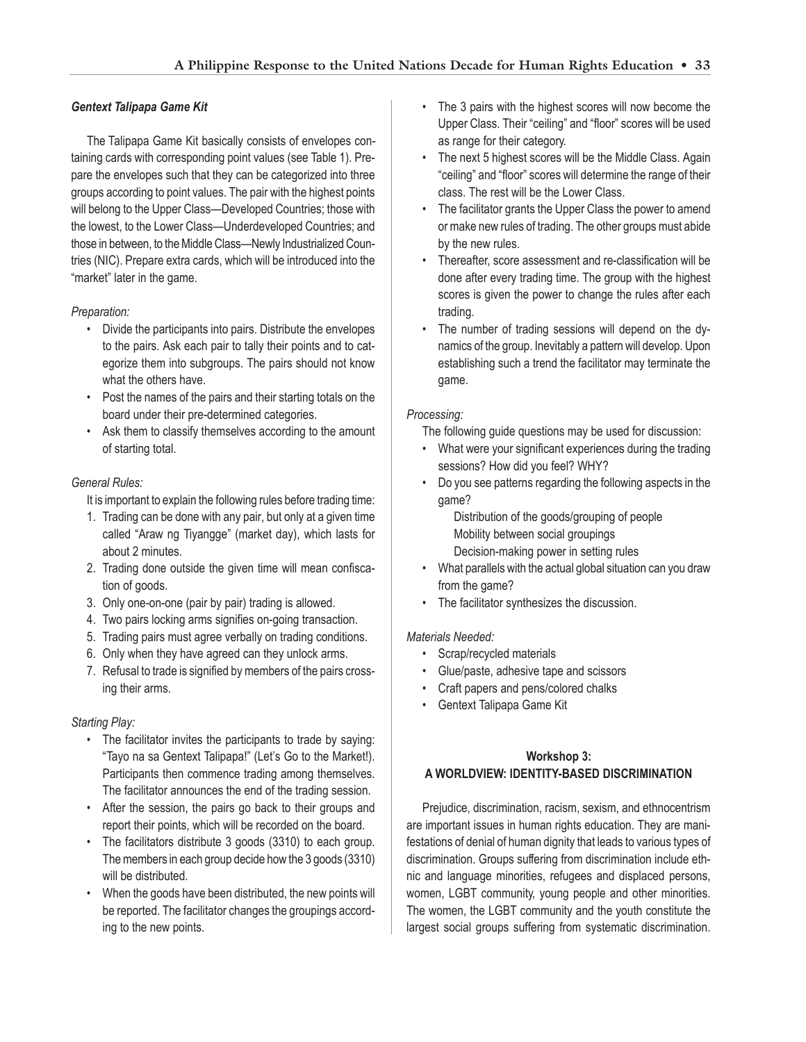***Gentext Talipapa Game Kit***

The Talipapa Game Kit basically consists of envelopes containing cards with corresponding point values (see Table 1). Prepare the envelopes such that they can be categorized into three groups according to point values. The pair with the highest points will belong to the Upper Class—Developed Countries; those with the lowest, to the Lower Class—Underdeveloped Countries; and those in between, to the Middle Class—Newly Industrialized Countries (NIC). Prepare extra cards, which will be introduced into the "market" later in the game.

*Preparation:*

- Divide the participants into pairs. Distribute the envelopes to the pairs. Ask each pair to tally their points and to categorize them into subgroups. The pairs should not know what the others have.
- Post the names of the pairs and their starting totals on the board under their pre-determined categories.
- Ask them to classify themselves according to the amount of starting total.

*General Rules:*

It is important to explain the following rules before trading time:

1. Trading can be done with any pair, but only at a given time called "Araw ng Tiyangge" (market day), which lasts for about 2 minutes.
2. Trading done outside the given time will mean confiscation of goods.
3. Only one-on-one (pair by pair) trading is allowed.
4. Two pairs locking arms signifies on-going transaction.
5. Trading pairs must agree verbally on trading conditions.
6. Only when they have agreed can they unlock arms.
7. Refusal to trade is signified by members of the pairs crossing their arms.

*Starting Play:*

- The facilitator invites the participants to trade by saying: "Tayo na sa Gentext Talipapa!" (Let's Go to the Market!). Participants then commence trading among themselves. The facilitator announces the end of the trading session.
- After the session, the pairs go back to their groups and report their points, which will be recorded on the board.
- The facilitators distribute 3 goods (3310) to each group. The members in each group decide how the 3 goods (3310) will be distributed.
- When the goods have been distributed, the new points will be reported. The facilitator changes the groupings according to the new points.
- The 3 pairs with the highest scores will now become the Upper Class. Their "ceiling" and "floor" scores will be used as range for their category.
- The next 5 highest scores will be the Middle Class. Again "ceiling" and "floor" scores will determine the range of their class. The rest will be the Lower Class.
- The facilitator grants the Upper Class the power to amend or make new rules of trading. The other groups must abide by the new rules.
- Thereafter, score assessment and re-classification will be done after every trading time. The group with the highest scores is given the power to change the rules after each trading.
- The number of trading sessions will depend on the dynamics of the group. Inevitably a pattern will develop. Upon establishing such a trend the facilitator may terminate the game.

*Processing:*

The following guide questions may be used for discussion:

- What were your significant experiences during the trading sessions? How did you feel? WHY?
- Do you see patterns regarding the following aspects in the game?
  - Distribution of the goods/grouping of people
  - Mobility between social groupings
  - Decision-making power in setting rules
- What parallels with the actual global situation can you draw from the game?
- The facilitator synthesizes the discussion.

*Materials Needed:*

- Scrap/recycled materials
- Glue/paste, adhesive tape and scissors
- Craft papers and pens/colored chalks
- Gentext Talipapa Game Kit

## Workshop 3: A WORLDVIEW: IDENTITY-BASED DISCRIMINATION

Prejudice, discrimination, racism, sexism, and ethnocentrism are important issues in human rights education. They are manifestations of denial of human dignity that leads to various types of discrimination. Groups suffering from discrimination include ethnic and language minorities, refugees and displaced persons, women, LGBT community, young people and other minorities. The women, the LGBT community and the youth constitute the largest social groups suffering from systematic discrimination.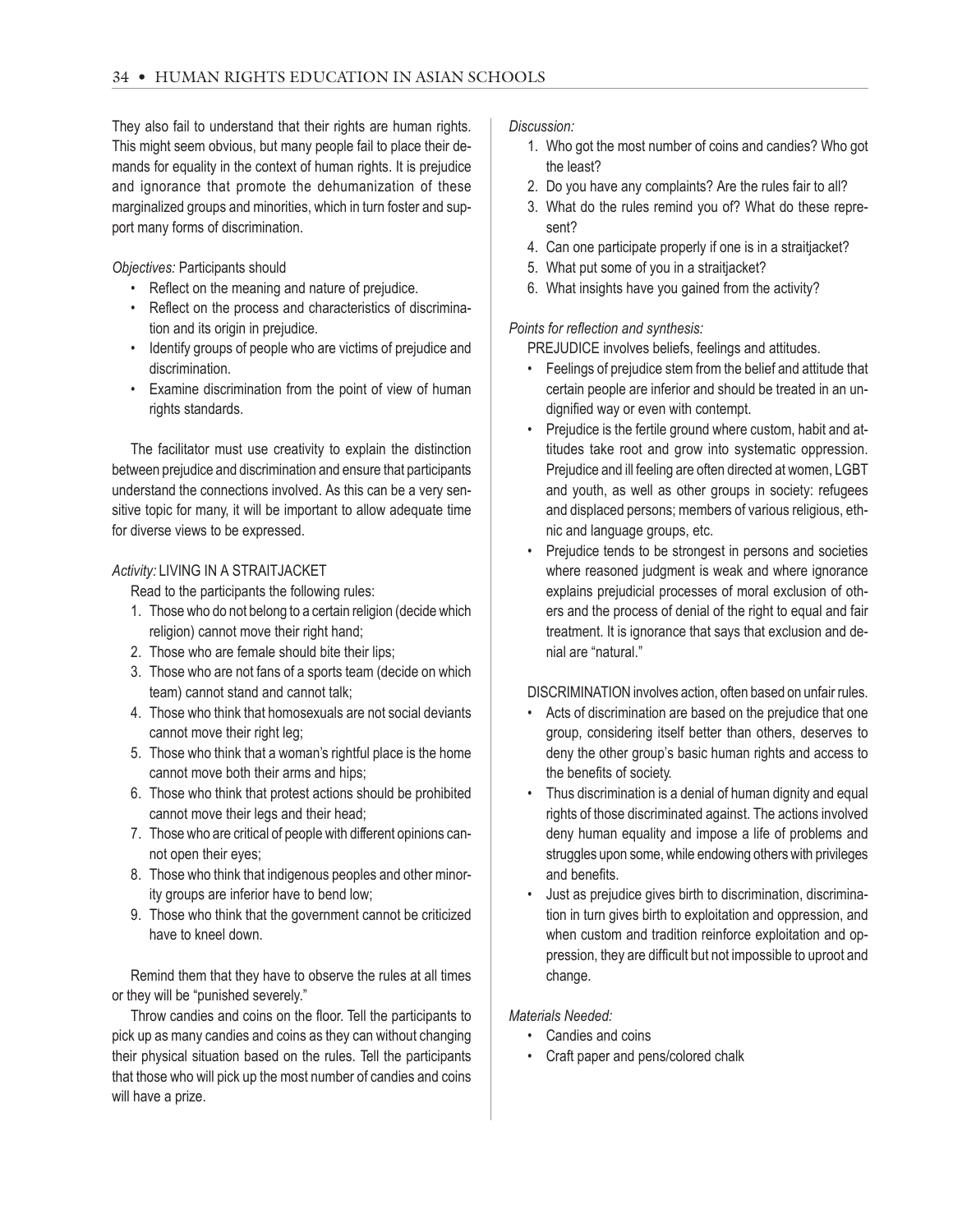They also fail to understand that their rights are human rights. This might seem obvious, but many people fail to place their demands for equality in the context of human rights. It is prejudice and ignorance that promote the dehumanization of these marginalized groups and minorities, which in turn foster and support many forms of discrimination.

*Objectives:* Participants should

- Reflect on the meaning and nature of prejudice.
- Reflect on the process and characteristics of discrimination and its origin in prejudice.
- Identify groups of people who are victims of prejudice and discrimination.
- Examine discrimination from the point of view of human rights standards.

The facilitator must use creativity to explain the distinction between prejudice and discrimination and ensure that participants understand the connections involved. As this can be a very sensitive topic for many, it will be important to allow adequate time for diverse views to be expressed.

*Activity:* LIVING IN A STRAITJACKET

Read to the participants the following rules:

1. Those who do not belong to a certain religion (decide which religion) cannot move their right hand;
2. Those who are female should bite their lips;
3. Those who are not fans of a sports team (decide on which team) cannot stand and cannot talk;
4. Those who think that homosexuals are not social deviants cannot move their right leg;
5. Those who think that a woman's rightful place is the home cannot move both their arms and hips;
6. Those who think that protest actions should be prohibited cannot move their legs and their head;
7. Those who are critical of people with different opinions cannot open their eyes;
8. Those who think that indigenous peoples and other minority groups are inferior have to bend low;
9. Those who think that the government cannot be criticized have to kneel down.

Remind them that they have to observe the rules at all times or they will be "punished severely."

Throw candies and coins on the floor. Tell the participants to pick up as many candies and coins as they can without changing their physical situation based on the rules. Tell the participants that those who will pick up the most number of candies and coins will have a prize.

*Discussion:*

1. Who got the most number of coins and candies? Who got the least?
2. Do you have any complaints? Are the rules fair to all?
3. What do the rules remind you of? What do these represent?
4. Can one participate properly if one is in a straitjacket?
5. What put some of you in a straitjacket?
6. What insights have you gained from the activity?

*Points for reflection and synthesis:*

PREJUDICE involves beliefs, feelings and attitudes.

- Feelings of prejudice stem from the belief and attitude that certain people are inferior and should be treated in an undignified way or even with contempt.
- Prejudice is the fertile ground where custom, habit and attitudes take root and grow into systematic oppression. Prejudice and ill feeling are often directed at women, LGBT and youth, as well as other groups in society: refugees and displaced persons; members of various religious, ethnic and language groups, etc.
- Prejudice tends to be strongest in persons and societies where reasoned judgment is weak and where ignorance explains prejudicial processes of moral exclusion of others and the process of denial of the right to equal and fair treatment. It is ignorance that says that exclusion and denial are "natural."

DISCRIMINATION involves action, often based on unfair rules.

- Acts of discrimination are based on the prejudice that one group, considering itself better than others, deserves to deny the other group's basic human rights and access to the benefits of society.
- Thus discrimination is a denial of human dignity and equal rights of those discriminated against. The actions involved deny human equality and impose a life of problems and struggles upon some, while endowing others with privileges and benefits.
- Just as prejudice gives birth to discrimination, discrimination in turn gives birth to exploitation and oppression, and when custom and tradition reinforce exploitation and oppression, they are difficult but not impossible to uproot and change.

*Materials Needed:*

- Candies and coins
- Craft paper and pens/colored chalk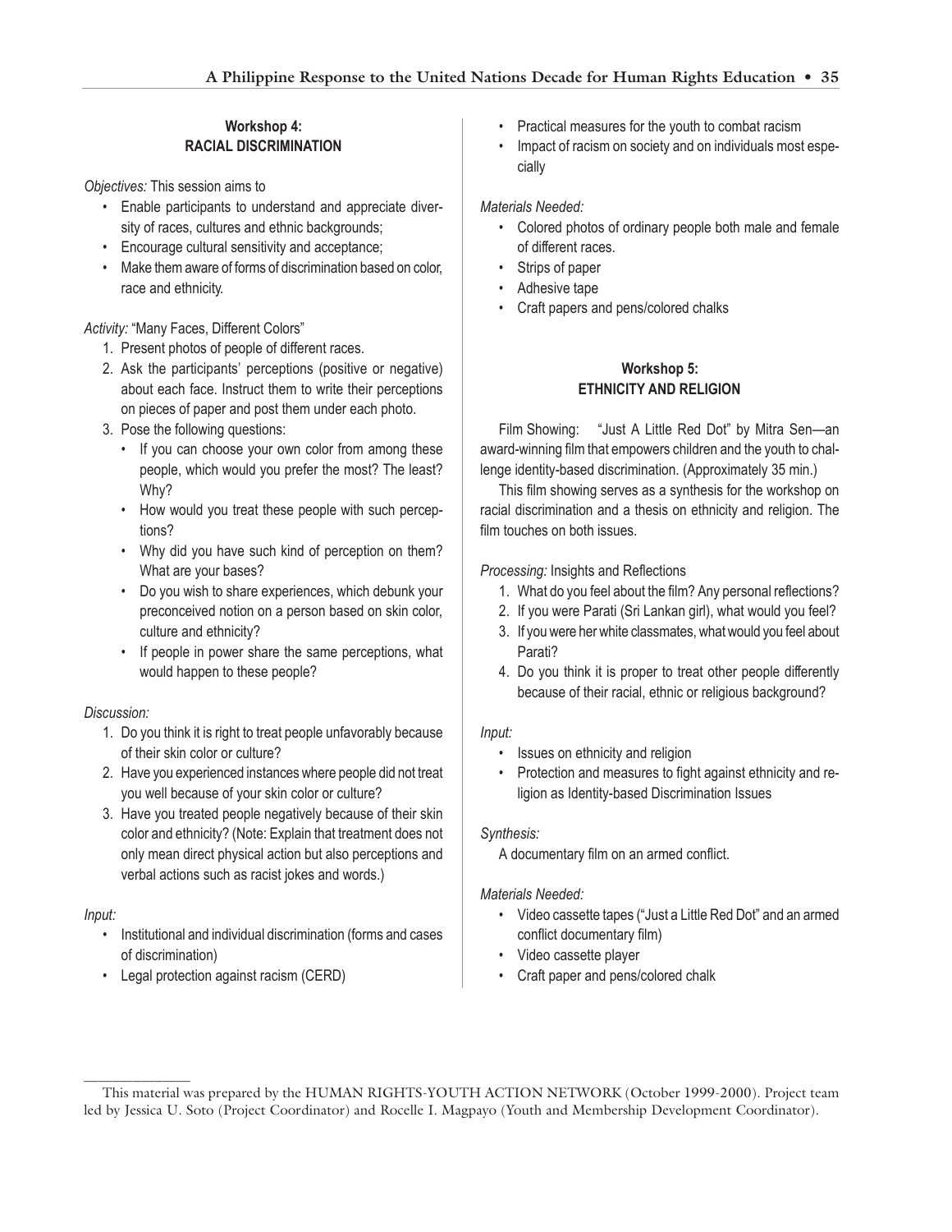### Workshop 4: RACIAL DISCRIMINATION

*Objectives:* This session aims to

- Enable participants to understand and appreciate diversity of races, cultures and ethnic backgrounds;
- Encourage cultural sensitivity and acceptance;
- Make them aware of forms of discrimination based on color, race and ethnicity.

*Activity:* "Many Faces, Different Colors"

1. Present photos of people of different races.
2. Ask the participants' perceptions (positive or negative) about each face. Instruct them to write their perceptions on pieces of paper and post them under each photo.
3. Pose the following questions:
   - If you can choose your own color from among these people, which would you prefer the most? The least? Why?
   - How would you treat these people with such perceptions?
   - Why did you have such kind of perception on them? What are your bases?
   - Do you wish to share experiences, which debunk your preconceived notion on a person based on skin color, culture and ethnicity?
   - If people in power share the same perceptions, what would happen to these people?

*Discussion:*

1. Do you think it is right to treat people unfavorably because of their skin color or culture?
2. Have you experienced instances where people did not treat you well because of your skin color or culture?
3. Have you treated people negatively because of their skin color and ethnicity? (Note: Explain that treatment does not only mean direct physical action but also perceptions and verbal actions such as racist jokes and words.)

*Input:*

- Institutional and individual discrimination (forms and cases of discrimination)
- Legal protection against racism (CERD)
- Practical measures for the youth to combat racism
- Impact of racism on society and on individuals most especially

*Materials Needed:*

- Colored photos of ordinary people both male and female of different races.
- Strips of paper
- Adhesive tape
- Craft papers and pens/colored chalks

### Workshop 5: ETHNICITY AND RELIGION

Film Showing: "Just A Little Red Dot" by Mitra Sen—an award-winning film that empowers children and the youth to challenge identity-based discrimination. (Approximately 35 min.)

This film showing serves as a synthesis for the workshop on racial discrimination and a thesis on ethnicity and religion. The film touches on both issues.

*Processing:* Insights and Reflections

1. What do you feel about the film? Any personal reflections?
2. If you were Parati (Sri Lankan girl), what would you feel?
3. If you were her white classmates, what would you feel about Parati?
4. Do you think it is proper to treat other people differently because of their racial, ethnic or religious background?

*Input:*

- Issues on ethnicity and religion
- Protection and measures to fight against ethnicity and religion as Identity-based Discrimination Issues

*Synthesis:*

A documentary film on an armed conflict.

*Materials Needed:*

- Video cassette tapes ("Just a Little Red Dot" and an armed conflict documentary film)
- Video cassette player
- Craft paper and pens/colored chalk

---

This material was prepared by the HUMAN RIGHTS-YOUTH ACTION NETWORK (October 1999-2000). Project team led by Jessica U. Soto (Project Coordinator) and Rocelle I. Magpayo (Youth and Membership Development Coordinator).